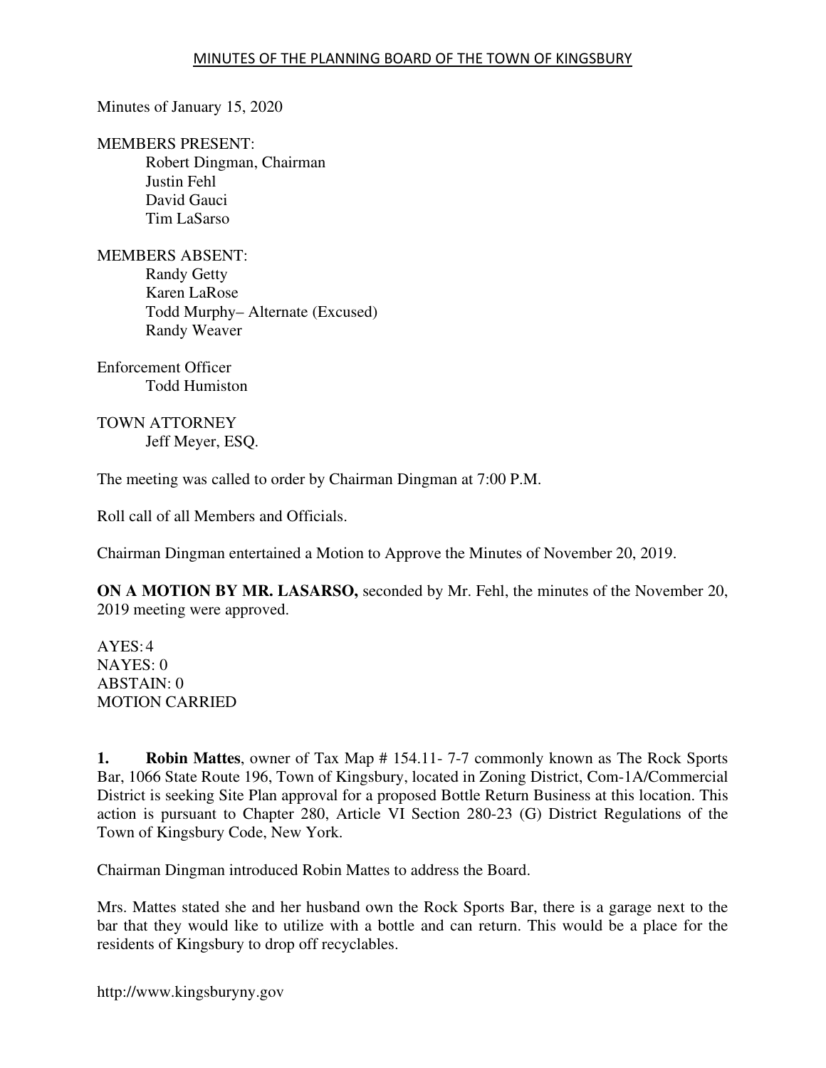# MINUTES OF THE PLANNING BOARD OF THE TOWN OF KINGSBURY

Minutes of January 15, 2020

MEMBERS PRESENT:
Robert Dingman, Chairman
Justin Fehl
David Gauci
Tim LaSarso

MEMBERS ABSENT:
Randy Getty
Karen LaRose
Todd Murphy– Alternate (Excused)
Randy Weaver

Enforcement Officer
Todd Humiston

TOWN ATTORNEY
Jeff Meyer, ESQ.

The meeting was called to order by Chairman Dingman at 7:00 P.M.

Roll call of all Members and Officials.

Chairman Dingman entertained a Motion to Approve the Minutes of November 20, 2019.

**ON A MOTION BY MR. LASARSO,** seconded by Mr. Fehl, the minutes of the November 20, 2019 meeting were approved.

AYES: 4
NAYES: 0
ABSTAIN: 0
MOTION CARRIED

**1. Robin Mattes**, owner of Tax Map # 154.11- 7-7 commonly known as The Rock Sports Bar, 1066 State Route 196, Town of Kingsbury, located in Zoning District, Com-1A/Commercial District is seeking Site Plan approval for a proposed Bottle Return Business at this location. This action is pursuant to Chapter 280, Article VI Section 280-23 (G) District Regulations of the Town of Kingsbury Code, New York.

Chairman Dingman introduced Robin Mattes to address the Board.

Mrs. Mattes stated she and her husband own the Rock Sports Bar, there is a garage next to the bar that they would like to utilize with a bottle and can return. This would be a place for the residents of Kingsbury to drop off recyclables.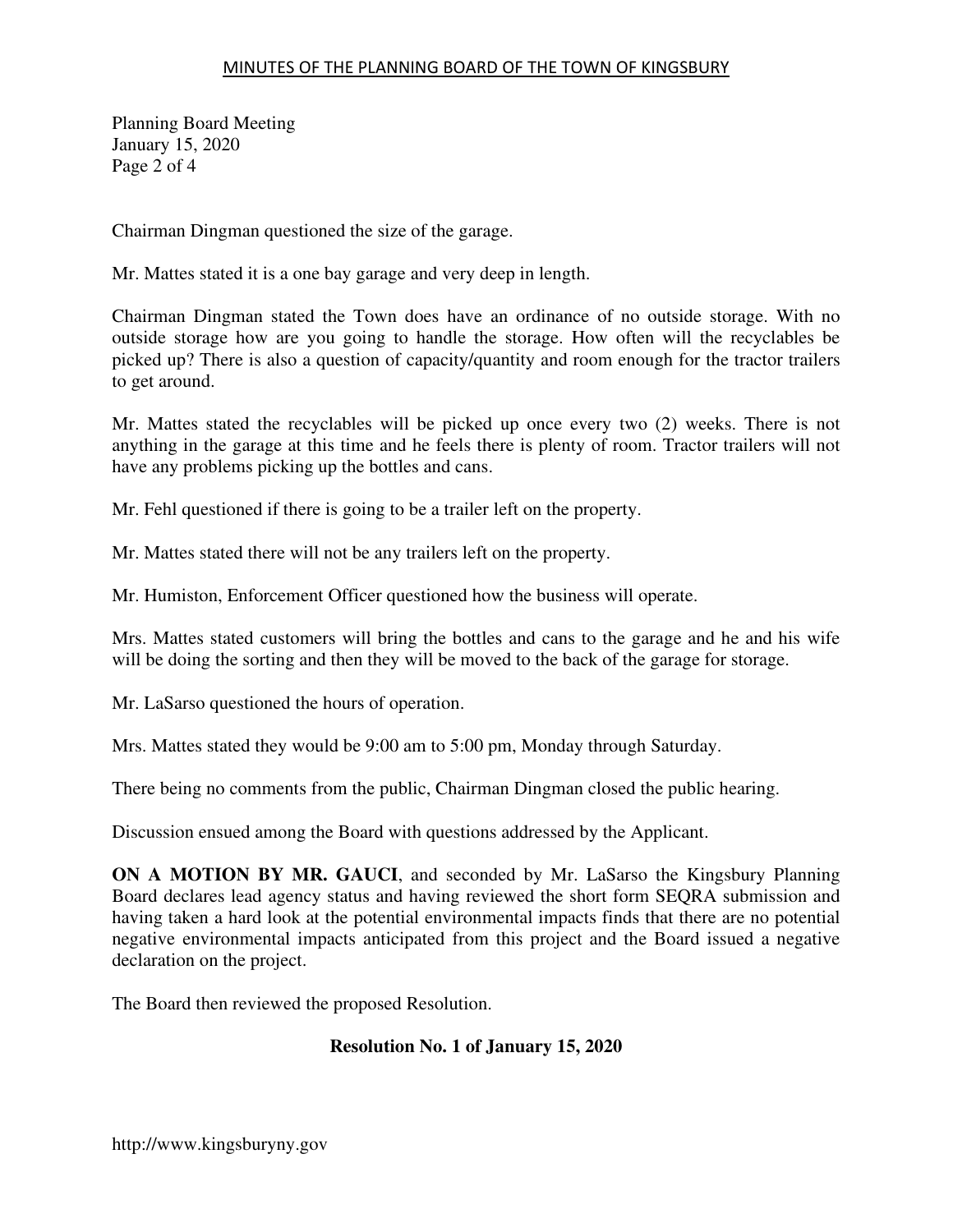Chairman Dingman questioned the size of the garage.

Mr. Mattes stated it is a one bay garage and very deep in length.

Chairman Dingman stated the Town does have an ordinance of no outside storage. With no outside storage how are you going to handle the storage. How often will the recyclables be picked up? There is also a question of capacity/quantity and room enough for the tractor trailers to get around.

Mr. Mattes stated the recyclables will be picked up once every two (2) weeks. There is not anything in the garage at this time and he feels there is plenty of room. Tractor trailers will not have any problems picking up the bottles and cans.

Mr. Fehl questioned if there is going to be a trailer left on the property.

Mr. Mattes stated there will not be any trailers left on the property.

Mr. Humiston, Enforcement Officer questioned how the business will operate.

Mrs. Mattes stated customers will bring the bottles and cans to the garage and he and his wife will be doing the sorting and then they will be moved to the back of the garage for storage.

Mr. LaSarso questioned the hours of operation.

Mrs. Mattes stated they would be 9:00 am to 5:00 pm, Monday through Saturday.

There being no comments from the public, Chairman Dingman closed the public hearing.

Discussion ensued among the Board with questions addressed by the Applicant.

**ON A MOTION BY MR. GAUCI**, and seconded by Mr. LaSarso the Kingsbury Planning Board declares lead agency status and having reviewed the short form SEQRA submission and having taken a hard look at the potential environmental impacts finds that there are no potential negative environmental impacts anticipated from this project and the Board issued a negative declaration on the project.

The Board then reviewed the proposed Resolution.

**Resolution No. 1 of January 15, 2020**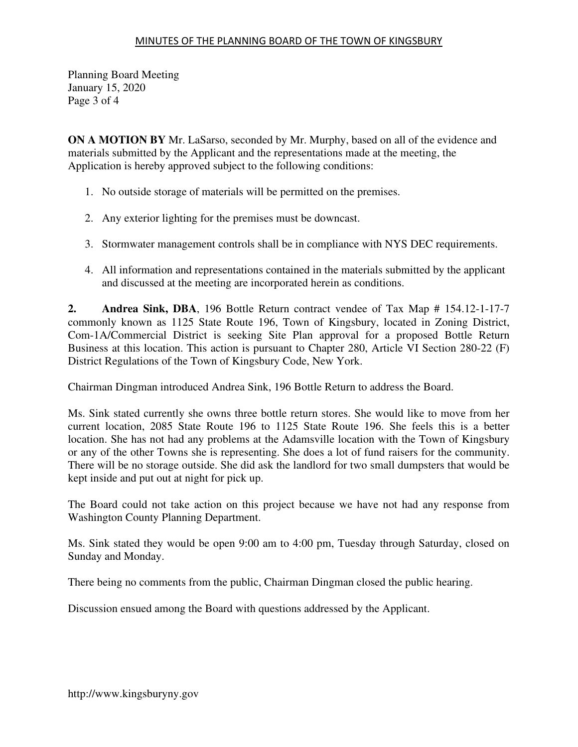**ON A MOTION BY** Mr. LaSarso, seconded by Mr. Murphy, based on all of the evidence and materials submitted by the Applicant and the representations made at the meeting, the Application is hereby approved subject to the following conditions:

1. No outside storage of materials will be permitted on the premises.

2. Any exterior lighting for the premises must be downcast.

3. Stormwater management controls shall be in compliance with NYS DEC requirements.

4. All information and representations contained in the materials submitted by the applicant and discussed at the meeting are incorporated herein as conditions.

**2. Andrea Sink, DBA**, 196 Bottle Return contract vendee of Tax Map # 154.12-1-17-7 commonly known as 1125 State Route 196, Town of Kingsbury, located in Zoning District, Com-1A/Commercial District is seeking Site Plan approval for a proposed Bottle Return Business at this location. This action is pursuant to Chapter 280, Article VI Section 280-22 (F) District Regulations of the Town of Kingsbury Code, New York.

Chairman Dingman introduced Andrea Sink, 196 Bottle Return to address the Board.

Ms. Sink stated currently she owns three bottle return stores. She would like to move from her current location, 2085 State Route 196 to 1125 State Route 196. She feels this is a better location. She has not had any problems at the Adamsville location with the Town of Kingsbury or any of the other Towns she is representing. She does a lot of fund raisers for the community. There will be no storage outside. She did ask the landlord for two small dumpsters that would be kept inside and put out at night for pick up.

The Board could not take action on this project because we have not had any response from Washington County Planning Department.

Ms. Sink stated they would be open 9:00 am to 4:00 pm, Tuesday through Saturday, closed on Sunday and Monday.

There being no comments from the public, Chairman Dingman closed the public hearing.

Discussion ensued among the Board with questions addressed by the Applicant.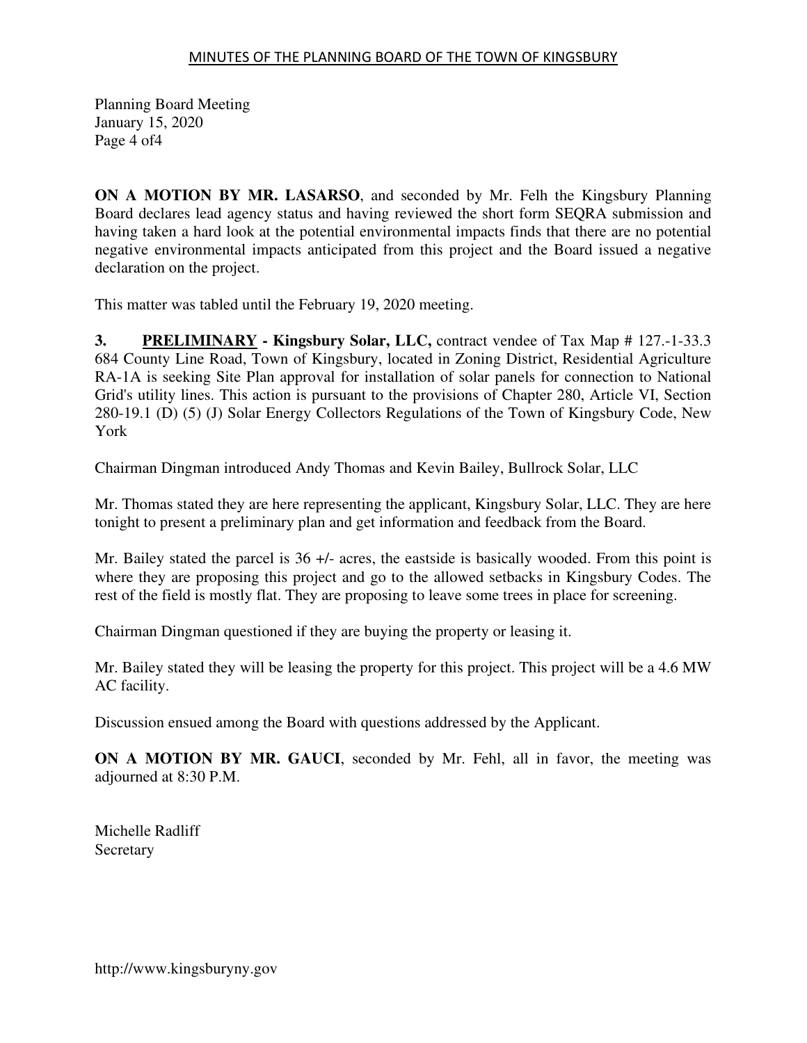**ON A MOTION BY MR. LASARSO**, and seconded by Mr. Felh the Kingsbury Planning Board declares lead agency status and having reviewed the short form SEQRA submission and having taken a hard look at the potential environmental impacts finds that there are no potential negative environmental impacts anticipated from this project and the Board issued a negative declaration on the project.

This matter was tabled until the February 19, 2020 meeting.

**3.** **<u>PRELIMINARY</u> - Kingsbury Solar, LLC,** contract vendee of Tax Map # 127.-1-33.3 684 County Line Road, Town of Kingsbury, located in Zoning District, Residential Agriculture RA-1A is seeking Site Plan approval for installation of solar panels for connection to National Grid's utility lines. This action is pursuant to the provisions of Chapter 280, Article VI, Section 280-19.1 (D) (5) (J) Solar Energy Collectors Regulations of the Town of Kingsbury Code, New York

Chairman Dingman introduced Andy Thomas and Kevin Bailey, Bullrock Solar, LLC

Mr. Thomas stated they are here representing the applicant, Kingsbury Solar, LLC. They are here tonight to present a preliminary plan and get information and feedback from the Board.

Mr. Bailey stated the parcel is 36 +/- acres, the eastside is basically wooded. From this point is where they are proposing this project and go to the allowed setbacks in Kingsbury Codes. The rest of the field is mostly flat. They are proposing to leave some trees in place for screening.

Chairman Dingman questioned if they are buying the property or leasing it.

Mr. Bailey stated they will be leasing the property for this project. This project will be a 4.6 MW AC facility.

Discussion ensued among the Board with questions addressed by the Applicant.

**ON A MOTION BY MR. GAUCI**, seconded by Mr. Fehl, all in favor, the meeting was adjourned at 8:30 P.M.

Michelle Radliff
Secretary

http://www.kingsburyny.gov